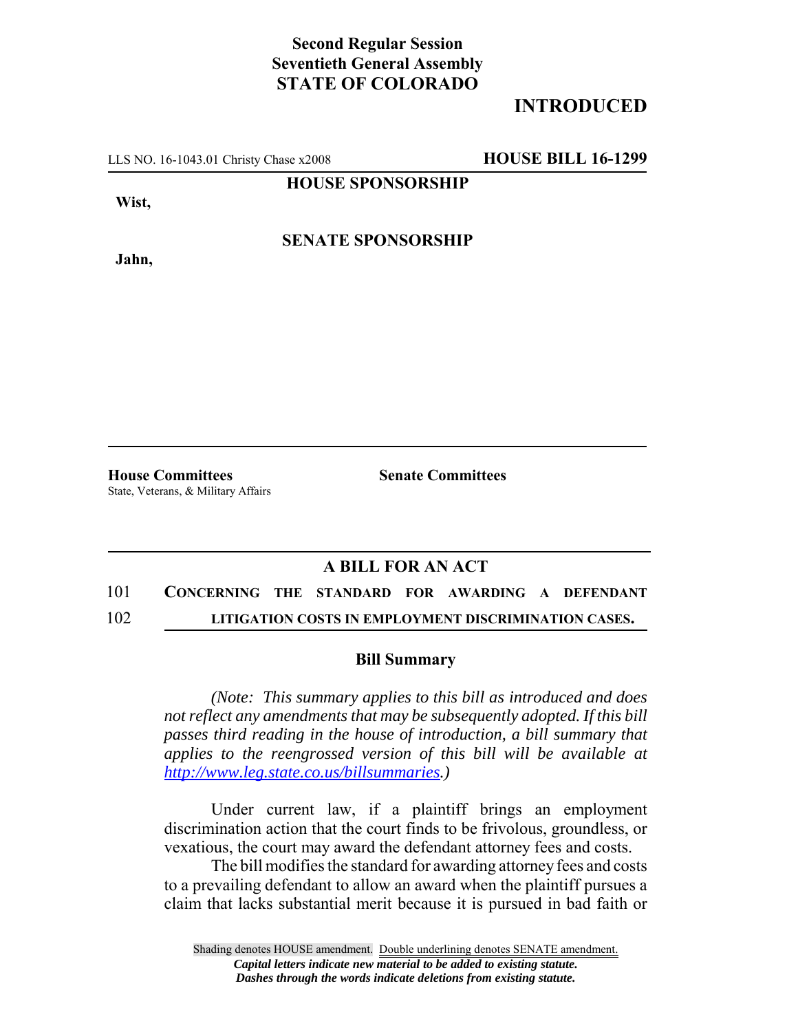**Second Regular Session**
**Seventieth General Assembly**
**STATE OF COLORADO**

# INTRODUCED

LLS NO. 16-1043.01 Christy Chase x2008 **HOUSE BILL 16-1299**

**HOUSE SPONSORSHIP**

**Wist,**

**SENATE SPONSORSHIP**

**Jahn,**

**House Committees**
State, Veterans, & Military Affairs

**Senate Committees**

## A BILL FOR AN ACT

101 **CONCERNING THE STANDARD FOR AWARDING A DEFENDANT**
102 **LITIGATION COSTS IN EMPLOYMENT DISCRIMINATION CASES.**

### Bill Summary

*(Note: This summary applies to this bill as introduced and does not reflect any amendments that may be subsequently adopted. If this bill passes third reading in the house of introduction, a bill summary that applies to the reengrossed version of this bill will be available at http://www.leg.state.co.us/billsummaries.)*

Under current law, if a plaintiff brings an employment discrimination action that the court finds to be frivolous, groundless, or vexatious, the court may award the defendant attorney fees and costs.

The bill modifies the standard for awarding attorney fees and costs to a prevailing defendant to allow an award when the plaintiff pursues a claim that lacks substantial merit because it is pursued in bad faith or

Shading denotes HOUSE amendment. Double underlining denotes SENATE amendment.
*Capital letters indicate new material to be added to existing statute.*
*Dashes through the words indicate deletions from existing statute.*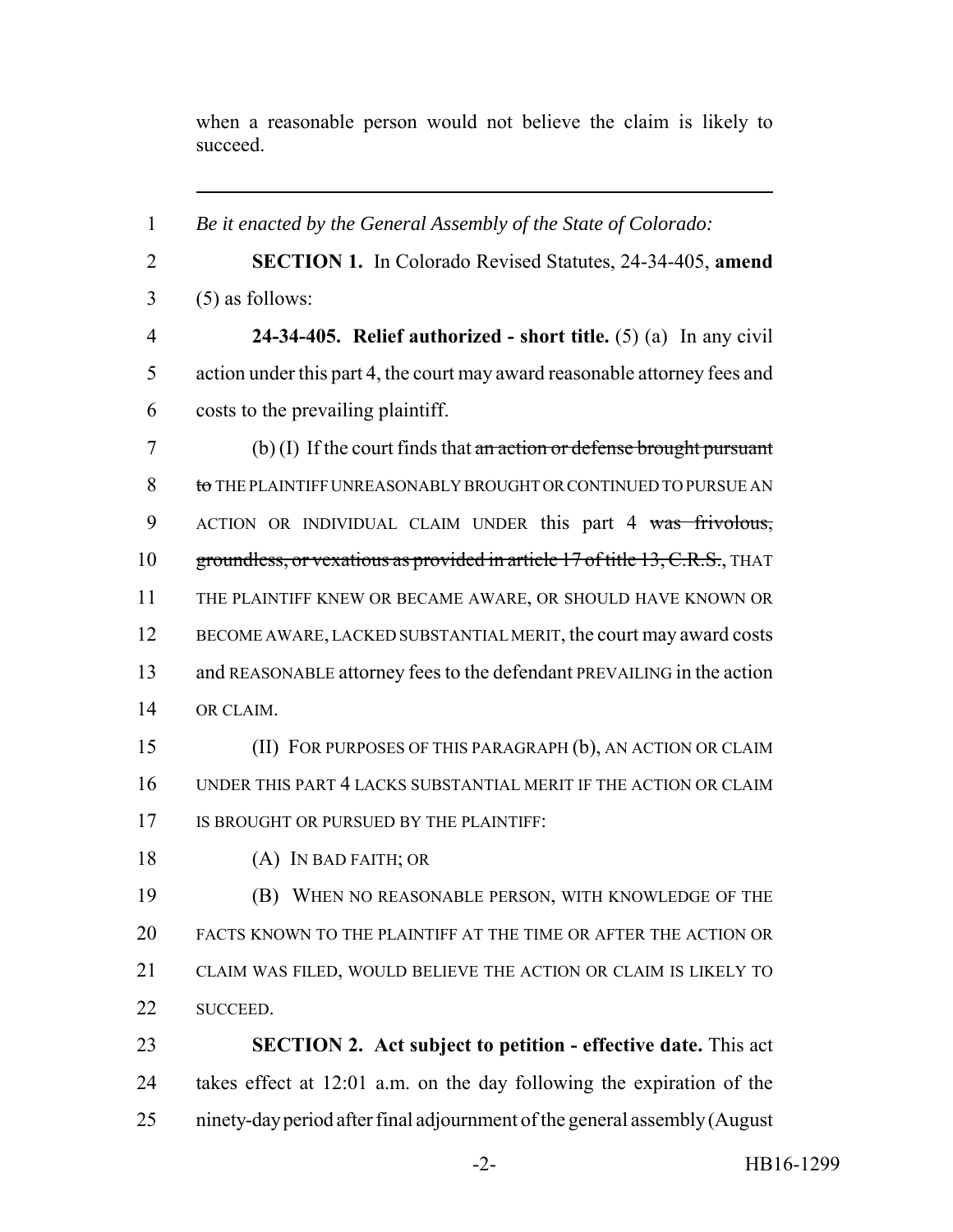when a reasonable person would not believe the claim is likely to succeed.

---

*Be it enacted by the General Assembly of the State of Colorado:*

**SECTION 1.** In Colorado Revised Statutes, 24-34-405, **amend** (5) as follows:

**24-34-405. Relief authorized - short title.** (5) (a) In any civil action under this part 4, the court may award reasonable attorney fees and costs to the prevailing plaintiff.

(b) (I) If the court finds that ~~an action or defense brought pursuant to~~ THE PLAINTIFF UNREASONABLY BROUGHT OR CONTINUED TO PURSUE AN ACTION OR INDIVIDUAL CLAIM UNDER this part 4 ~~was frivolous, groundless, or vexatious as provided in article 17 of title 13, C.R.S.~~, THAT THE PLAINTIFF KNEW OR BECAME AWARE, OR SHOULD HAVE KNOWN OR BECOME AWARE, LACKED SUBSTANTIAL MERIT, the court may award costs and REASONABLE attorney fees to the defendant PREVAILING in the action OR CLAIM.

(II) FOR PURPOSES OF THIS PARAGRAPH (b), AN ACTION OR CLAIM UNDER THIS PART 4 LACKS SUBSTANTIAL MERIT IF THE ACTION OR CLAIM IS BROUGHT OR PURSUED BY THE PLAINTIFF:

(A) IN BAD FAITH; OR

(B) WHEN NO REASONABLE PERSON, WITH KNOWLEDGE OF THE FACTS KNOWN TO THE PLAINTIFF AT THE TIME OR AFTER THE ACTION OR CLAIM WAS FILED, WOULD BELIEVE THE ACTION OR CLAIM IS LIKELY TO SUCCEED.

**SECTION 2. Act subject to petition - effective date.** This act takes effect at 12:01 a.m. on the day following the expiration of the ninety-day period after final adjournment of the general assembly (August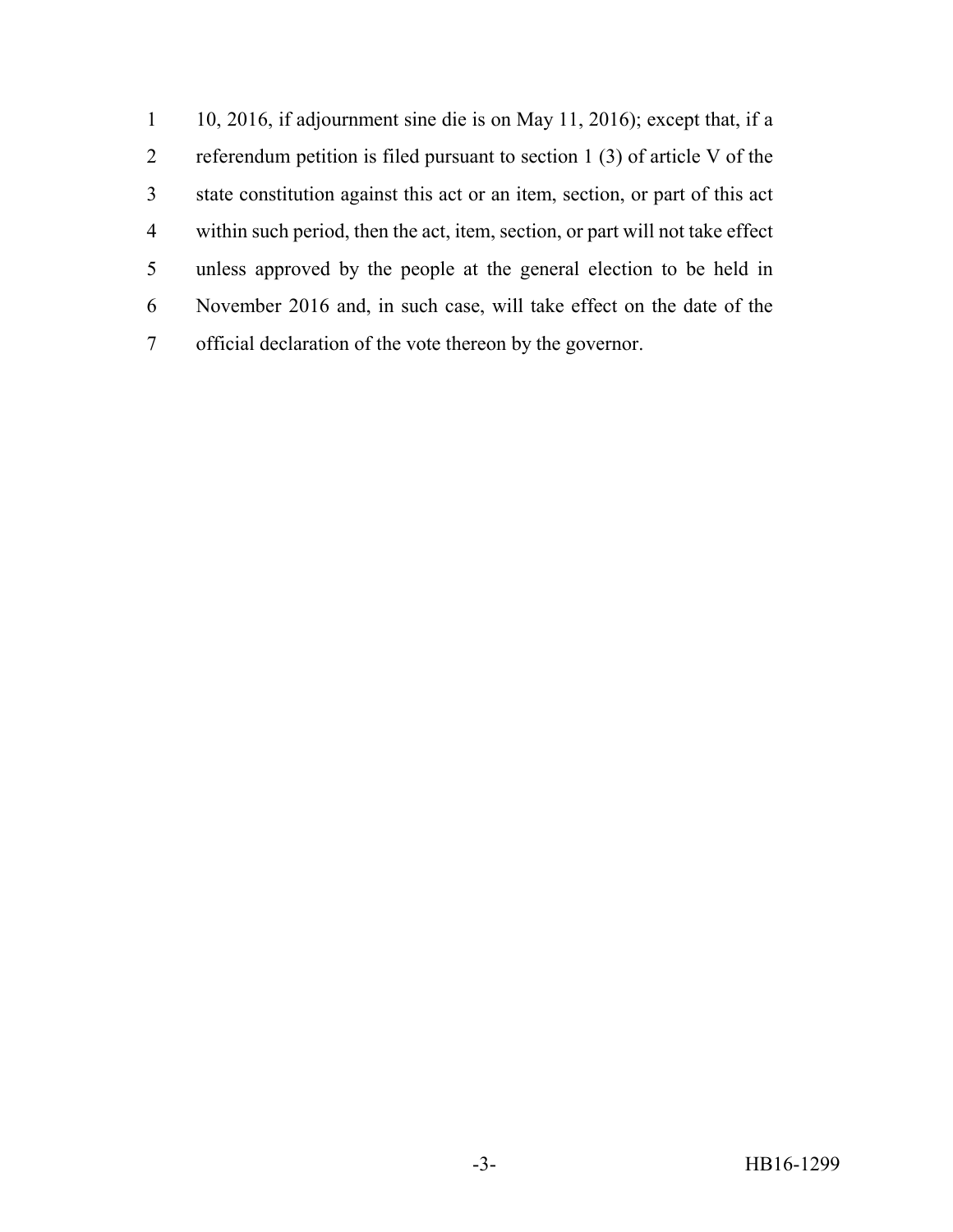10, 2016, if adjournment sine die is on May 11, 2016); except that, if a referendum petition is filed pursuant to section 1 (3) of article V of the state constitution against this act or an item, section, or part of this act within such period, then the act, item, section, or part will not take effect unless approved by the people at the general election to be held in November 2016 and, in such case, will take effect on the date of the official declaration of the vote thereon by the governor.